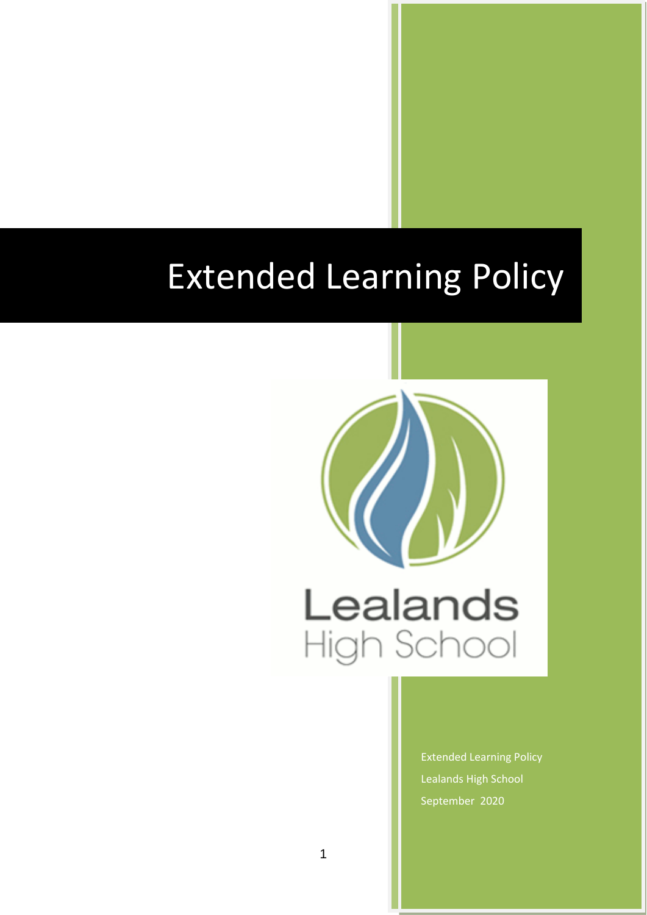# Extended Learning Policy

Lealands High School

Extended Learning Policy

Lealands High School

September 2020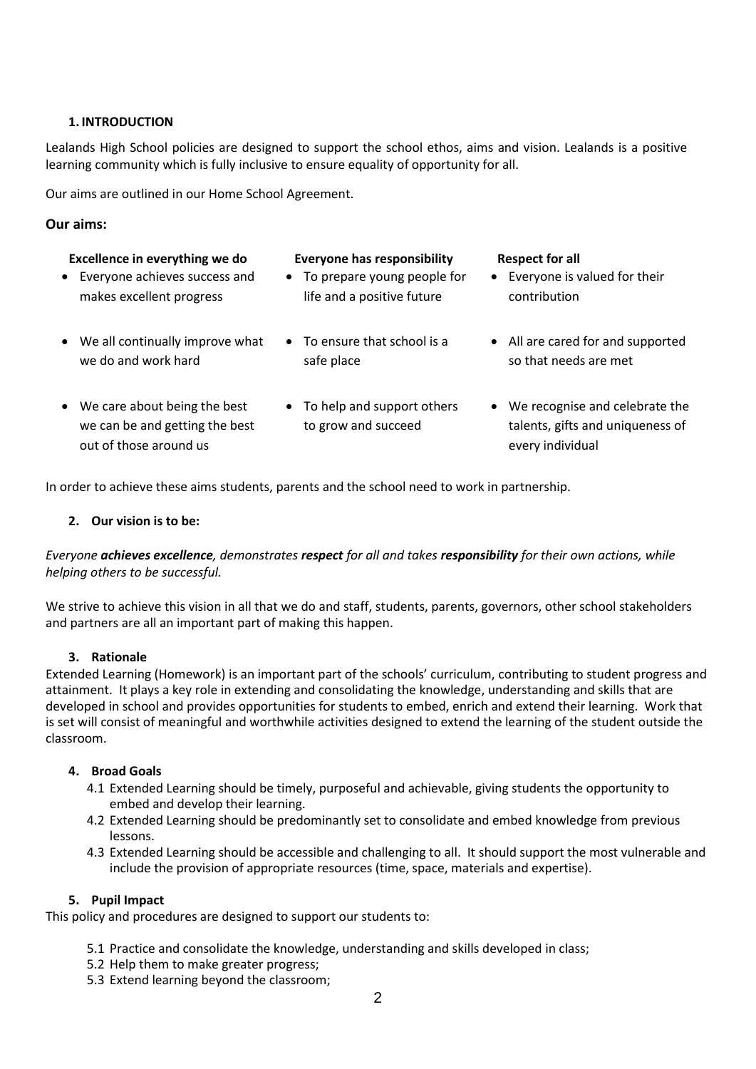## 1. INTRODUCTION

Lealands High School policies are designed to support the school ethos, aims and vision. Lealands is a positive learning community which is fully inclusive to ensure equality of opportunity for all.

Our aims are outlined in our Home School Agreement.

### Our aims:

| Excellence in everything we do | Everyone has responsibility | Respect for all |
|---|---|---|
| • Everyone achieves success and makes excellent progress | • To prepare young people for life and a positive future | • Everyone is valued for their contribution |
| • We all continually improve what we do and work hard | • To ensure that school is a safe place | • All are cared for and supported so that needs are met |
| • We care about being the best we can be and getting the best out of those around us | • To help and support others to grow and succeed | • We recognise and celebrate the talents, gifts and uniqueness of every individual |

In order to achieve these aims students, parents and the school need to work in partnership.

## 2. Our vision is to be:

*Everyone **achieves excellence**, demonstrates **respect** for all and takes **responsibility** for their own actions, while helping others to be successful.*

We strive to achieve this vision in all that we do and staff, students, parents, governors, other school stakeholders and partners are all an important part of making this happen.

## 3. Rationale

Extended Learning (Homework) is an important part of the schools' curriculum, contributing to student progress and attainment. It plays a key role in extending and consolidating the knowledge, understanding and skills that are developed in school and provides opportunities for students to embed, enrich and extend their learning. Work that is set will consist of meaningful and worthwhile activities designed to extend the learning of the student outside the classroom.

## 4. Broad Goals

4.1 Extended Learning should be timely, purposeful and achievable, giving students the opportunity to embed and develop their learning.

4.2 Extended Learning should be predominantly set to consolidate and embed knowledge from previous lessons.

4.3 Extended Learning should be accessible and challenging to all. It should support the most vulnerable and include the provision of appropriate resources (time, space, materials and expertise).

## 5. Pupil Impact

This policy and procedures are designed to support our students to:

5.1 Practice and consolidate the knowledge, understanding and skills developed in class;

5.2 Help them to make greater progress;

5.3 Extend learning beyond the classroom;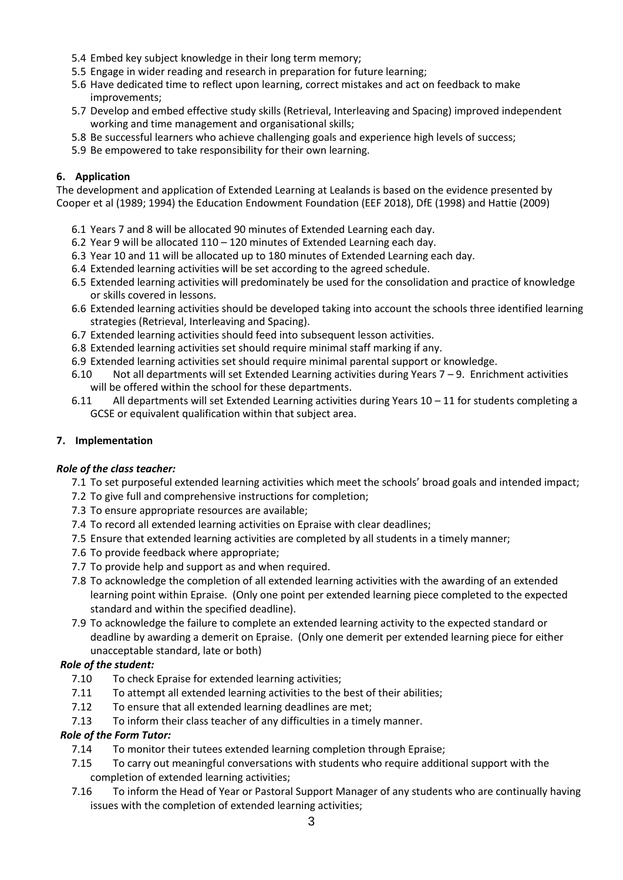5.4 Embed key subject knowledge in their long term memory;
5.5 Engage in wider reading and research in preparation for future learning;
5.6 Have dedicated time to reflect upon learning, correct mistakes and act on feedback to make improvements;
5.7 Develop and embed effective study skills (Retrieval, Interleaving and Spacing) improved independent working and time management and organisational skills;
5.8 Be successful learners who achieve challenging goals and experience high levels of success;
5.9 Be empowered to take responsibility for their own learning.

## 6. Application

The development and application of Extended Learning at Lealands is based on the evidence presented by Cooper et al (1989; 1994) the Education Endowment Foundation (EEF 2018), DfE (1998) and Hattie (2009)

6.1 Years 7 and 8 will be allocated 90 minutes of Extended Learning each day.
6.2 Year 9 will be allocated 110 – 120 minutes of Extended Learning each day.
6.3 Year 10 and 11 will be allocated up to 180 minutes of Extended Learning each day.
6.4 Extended learning activities will be set according to the agreed schedule.
6.5 Extended learning activities will predominately be used for the consolidation and practice of knowledge or skills covered in lessons.
6.6 Extended learning activities should be developed taking into account the schools three identified learning strategies (Retrieval, Interleaving and Spacing).
6.7 Extended learning activities should feed into subsequent lesson activities.
6.8 Extended learning activities set should require minimal staff marking if any.
6.9 Extended learning activities set should require minimal parental support or knowledge.
6.10 Not all departments will set Extended Learning activities during Years 7 – 9. Enrichment activities will be offered within the school for these departments.
6.11 All departments will set Extended Learning activities during Years 10 – 11 for students completing a GCSE or equivalent qualification within that subject area.

## 7. Implementation

***Role of the class teacher:***

7.1 To set purposeful extended learning activities which meet the schools' broad goals and intended impact;
7.2 To give full and comprehensive instructions for completion;
7.3 To ensure appropriate resources are available;
7.4 To record all extended learning activities on Epraise with clear deadlines;
7.5 Ensure that extended learning activities are completed by all students in a timely manner;
7.6 To provide feedback where appropriate;
7.7 To provide help and support as and when required.
7.8 To acknowledge the completion of all extended learning activities with the awarding of an extended learning point within Epraise. (Only one point per extended learning piece completed to the expected standard and within the specified deadline).
7.9 To acknowledge the failure to complete an extended learning activity to the expected standard or deadline by awarding a demerit on Epraise. (Only one demerit per extended learning piece for either unacceptable standard, late or both)

***Role of the student:***

7.10 To check Epraise for extended learning activities;
7.11 To attempt all extended learning activities to the best of their abilities;
7.12 To ensure that all extended learning deadlines are met;
7.13 To inform their class teacher of any difficulties in a timely manner.

***Role of the Form Tutor:***

7.14 To monitor their tutees extended learning completion through Epraise;
7.15 To carry out meaningful conversations with students who require additional support with the completion of extended learning activities;
7.16 To inform the Head of Year or Pastoral Support Manager of any students who are continually having issues with the completion of extended learning activities;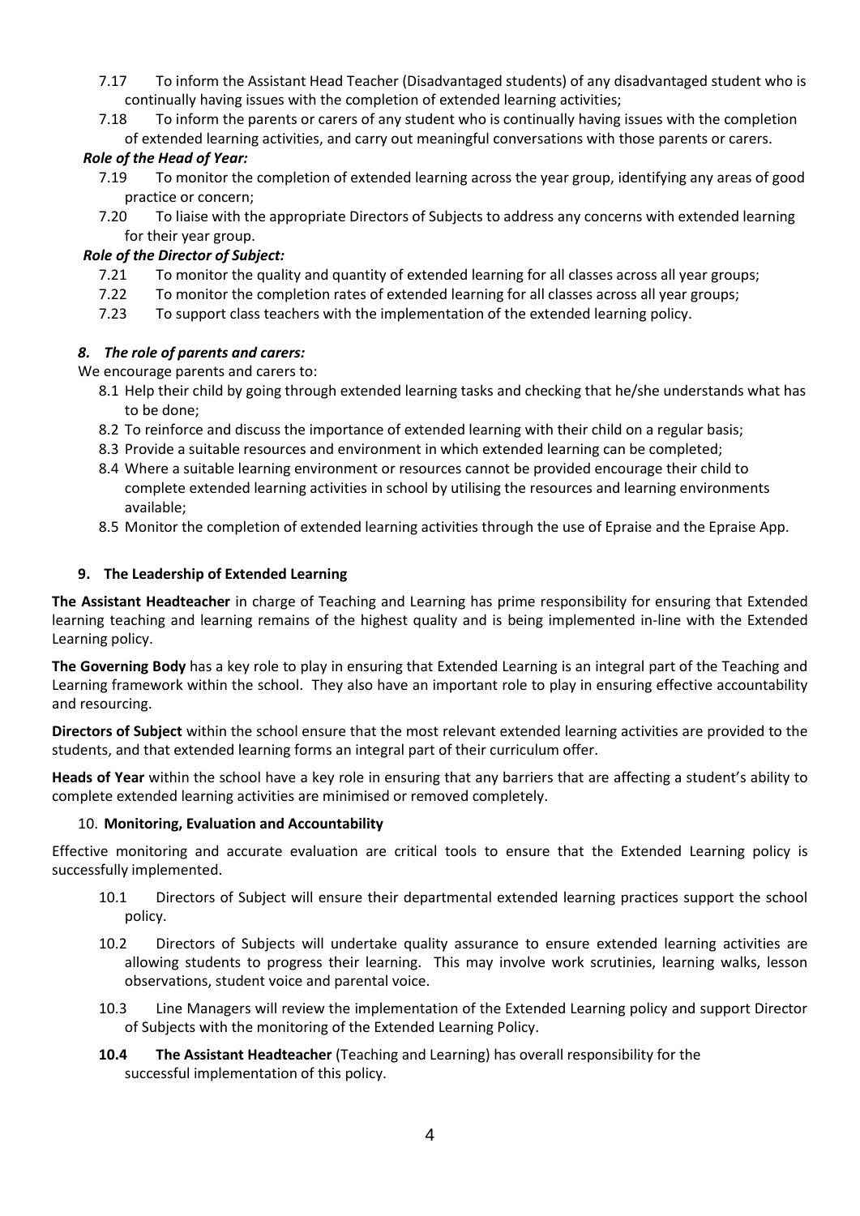7.17 To inform the Assistant Head Teacher (Disadvantaged students) of any disadvantaged student who is continually having issues with the completion of extended learning activities;

7.18 To inform the parents or carers of any student who is continually having issues with the completion of extended learning activities, and carry out meaningful conversations with those parents or carers.

***Role of the Head of Year:***

7.19 To monitor the completion of extended learning across the year group, identifying any areas of good practice or concern;

7.20 To liaise with the appropriate Directors of Subjects to address any concerns with extended learning for their year group.

***Role of the Director of Subject:***

7.21 To monitor the quality and quantity of extended learning for all classes across all year groups;

7.22 To monitor the completion rates of extended learning for all classes across all year groups;

7.23 To support class teachers with the implementation of the extended learning policy.

### *8. The role of parents and carers:*

We encourage parents and carers to:

8.1 Help their child by going through extended learning tasks and checking that he/she understands what has to be done;

8.2 To reinforce and discuss the importance of extended learning with their child on a regular basis;

8.3 Provide a suitable resources and environment in which extended learning can be completed;

8.4 Where a suitable learning environment or resources cannot be provided encourage their child to complete extended learning activities in school by utilising the resources and learning environments available;

8.5 Monitor the completion of extended learning activities through the use of Epraise and the Epraise App.

### 9. The Leadership of Extended Learning

**The Assistant Headteacher** in charge of Teaching and Learning has prime responsibility for ensuring that Extended learning teaching and learning remains of the highest quality and is being implemented in-line with the Extended Learning policy.

**The Governing Body** has a key role to play in ensuring that Extended Learning is an integral part of the Teaching and Learning framework within the school. They also have an important role to play in ensuring effective accountability and resourcing.

**Directors of Subject** within the school ensure that the most relevant extended learning activities are provided to the students, and that extended learning forms an integral part of their curriculum offer.

**Heads of Year** within the school have a key role in ensuring that any barriers that are affecting a student's ability to complete extended learning activities are minimised or removed completely.

### 10. Monitoring, Evaluation and Accountability

Effective monitoring and accurate evaluation are critical tools to ensure that the Extended Learning policy is successfully implemented.

10.1 Directors of Subject will ensure their departmental extended learning practices support the school policy.

10.2 Directors of Subjects will undertake quality assurance to ensure extended learning activities are allowing students to progress their learning. This may involve work scrutinies, learning walks, lesson observations, student voice and parental voice.

10.3 Line Managers will review the implementation of the Extended Learning policy and support Director of Subjects with the monitoring of the Extended Learning Policy.

**10.4 The Assistant Headteacher** (Teaching and Learning) has overall responsibility for the successful implementation of this policy.